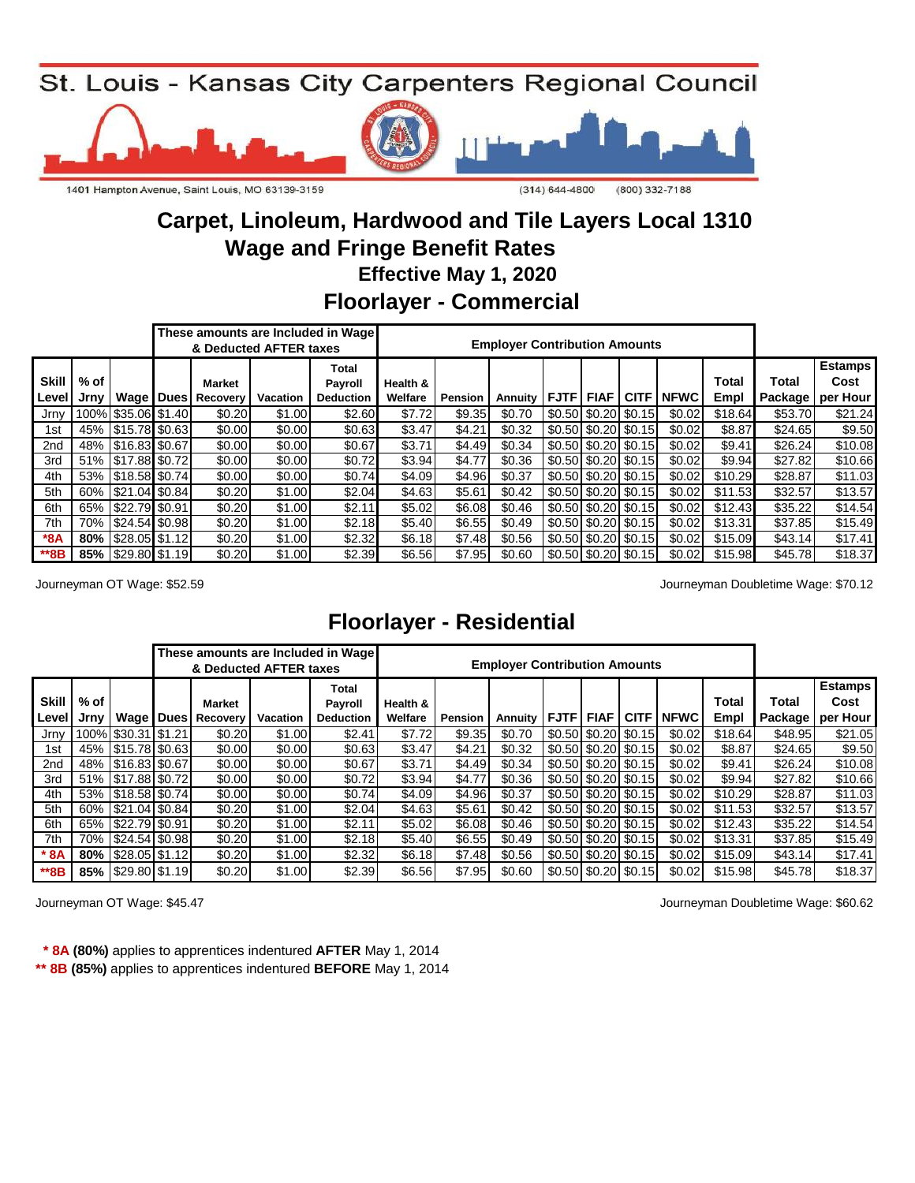# St. Louis - Kansas City Carpenters Regional Council

1401 Hampton Avenue, Saint Louis, MO 63139-3159 (314) 644-4800 (800) 332-7188

## Carpet, Linoleum, Hardwood and Tile Layers Local 1310
## Wage and Fringe Benefit Rates
### Effective May 1, 2020

## Floorlayer - Commercial

| | | | These amounts are Included in Wage & Deducted AFTER taxes | | | | Employer Contribution Amounts | | | | | | | | | | |
|---|---|---|---|---|---|---|---|---|---|---|---|---|---|---|---|---|---|
| **Skill Level** | **% of Jrny** | **Wage** | **Dues** | **Market Recovery** | **Vacation** | **Total Payroll Deduction** | **Health & Welfare** | **Pension** | **Annuity** | **FJTF** | **FIAF** | **CITF** | **NFWC** | **Total Empl** | **Total Package** | **Estamps Cost per Hour** |
| Jrny | 100% | $35.06 | $1.40 | $0.20 | $1.00 | $2.60 | $7.72 | $9.35 | $0.70 | $0.50 | $0.20 | $0.15 | $0.02 | $18.64 | $53.70 | $21.24 |
| 1st | 45% | $15.78 | $0.63 | $0.00 | $0.00 | $0.63 | $3.47 | $4.21 | $0.32 | $0.50 | $0.20 | $0.15 | $0.02 | $8.87 | $24.65 | $9.50 |
| 2nd | 48% | $16.83 | $0.67 | $0.00 | $0.00 | $0.67 | $3.71 | $4.49 | $0.34 | $0.50 | $0.20 | $0.15 | $0.02 | $9.41 | $26.24 | $10.08 |
| 3rd | 51% | $17.88 | $0.72 | $0.00 | $0.00 | $0.72 | $3.94 | $4.77 | $0.36 | $0.50 | $0.20 | $0.15 | $0.02 | $9.94 | $27.82 | $10.66 |
| 4th | 53% | $18.58 | $0.74 | $0.00 | $0.00 | $0.74 | $4.09 | $4.96 | $0.37 | $0.50 | $0.20 | $0.15 | $0.02 | $10.29 | $28.87 | $11.03 |
| 5th | 60% | $21.04 | $0.84 | $0.20 | $1.00 | $2.04 | $4.63 | $5.61 | $0.42 | $0.50 | $0.20 | $0.15 | $0.02 | $11.53 | $32.57 | $13.57 |
| 6th | 65% | $22.79 | $0.91 | $0.20 | $1.00 | $2.11 | $5.02 | $6.08 | $0.46 | $0.50 | $0.20 | $0.15 | $0.02 | $12.43 | $35.22 | $14.54 |
| 7th | 70% | $24.54 | $0.98 | $0.20 | $1.00 | $2.18 | $5.40 | $6.55 | $0.49 | $0.50 | $0.20 | $0.15 | $0.02 | $13.31 | $37.85 | $15.49 |
| **\*8A** | **80%** | $28.05 | $1.12 | $0.20 | $1.00 | $2.32 | $6.18 | $7.48 | $0.56 | $0.50 | $0.20 | $0.15 | $0.02 | $15.09 | $43.14 | $17.41 |
| **\*\*8B** | **85%** | $29.80 | $1.19 | $0.20 | $1.00 | $2.39 | $6.56 | $7.95 | $0.60 | $0.50 | $0.20 | $0.15 | $0.02 | $15.98 | $45.78 | $18.37 |

Journeyman OT Wage: $52.59

Journeyman Doubletime Wage: $70.12

## Floorlayer - Residential

| | | | These amounts are Included in Wage & Deducted AFTER taxes | | | | Employer Contribution Amounts | | | | | | | | | | |
|---|---|---|---|---|---|---|---|---|---|---|---|---|---|---|---|---|---|
| **Skill Level** | **% of Jrny** | **Wage** | **Dues** | **Market Recovery** | **Vacation** | **Total Payroll Deduction** | **Health & Welfare** | **Pension** | **Annuity** | **FJTF** | **FIAF** | **CITF** | **NFWC** | **Total Empl** | **Total Package** | **Estamps Cost per Hour** |
| Jrny | 100% | $30.31 | $1.21 | $0.20 | $1.00 | $2.41 | $7.72 | $9.35 | $0.70 | $0.50 | $0.20 | $0.15 | $0.02 | $18.64 | $48.95 | $21.05 |
| 1st | 45% | $15.78 | $0.63 | $0.00 | $0.00 | $0.63 | $3.47 | $4.21 | $0.32 | $0.50 | $0.20 | $0.15 | $0.02 | $8.87 | $24.65 | $9.50 |
| 2nd | 48% | $16.83 | $0.67 | $0.00 | $0.00 | $0.67 | $3.71 | $4.49 | $0.34 | $0.50 | $0.20 | $0.15 | $0.02 | $9.41 | $26.24 | $10.08 |
| 3rd | 51% | $17.88 | $0.72 | $0.00 | $0.00 | $0.72 | $3.94 | $4.77 | $0.36 | $0.50 | $0.20 | $0.15 | $0.02 | $9.94 | $27.82 | $10.66 |
| 4th | 53% | $18.58 | $0.74 | $0.00 | $0.00 | $0.74 | $4.09 | $4.96 | $0.37 | $0.50 | $0.20 | $0.15 | $0.02 | $10.29 | $28.87 | $11.03 |
| 5th | 60% | $21.04 | $0.84 | $0.20 | $1.00 | $2.04 | $4.63 | $5.61 | $0.42 | $0.50 | $0.20 | $0.15 | $0.02 | $11.53 | $32.57 | $13.57 |
| 6th | 65% | $22.79 | $0.91 | $0.20 | $1.00 | $2.11 | $5.02 | $6.08 | $0.46 | $0.50 | $0.20 | $0.15 | $0.02 | $12.43 | $35.22 | $14.54 |
| 7th | 70% | $24.54 | $0.98 | $0.20 | $1.00 | $2.18 | $5.40 | $6.55 | $0.49 | $0.50 | $0.20 | $0.15 | $0.02 | $13.31 | $37.85 | $15.49 |
| **\* 8A** | **80%** | $28.05 | $1.12 | $0.20 | $1.00 | $2.32 | $6.18 | $7.48 | $0.56 | $0.50 | $0.20 | $0.15 | $0.02 | $15.09 | $43.14 | $17.41 |
| **\*\*8B** | **85%** | $29.80 | $1.19 | $0.20 | $1.00 | $2.39 | $6.56 | $7.95 | $0.60 | $0.50 | $0.20 | $0.15 | $0.02 | $15.98 | $45.78 | $18.37 |

Journeyman OT Wage: $45.47

Journeyman Doubletime Wage: $60.62

**\* 8A (80%)** applies to apprentices indentured **AFTER** May 1, 2014

**\*\* 8B (85%)** applies to apprentices indentured **BEFORE** May 1, 2014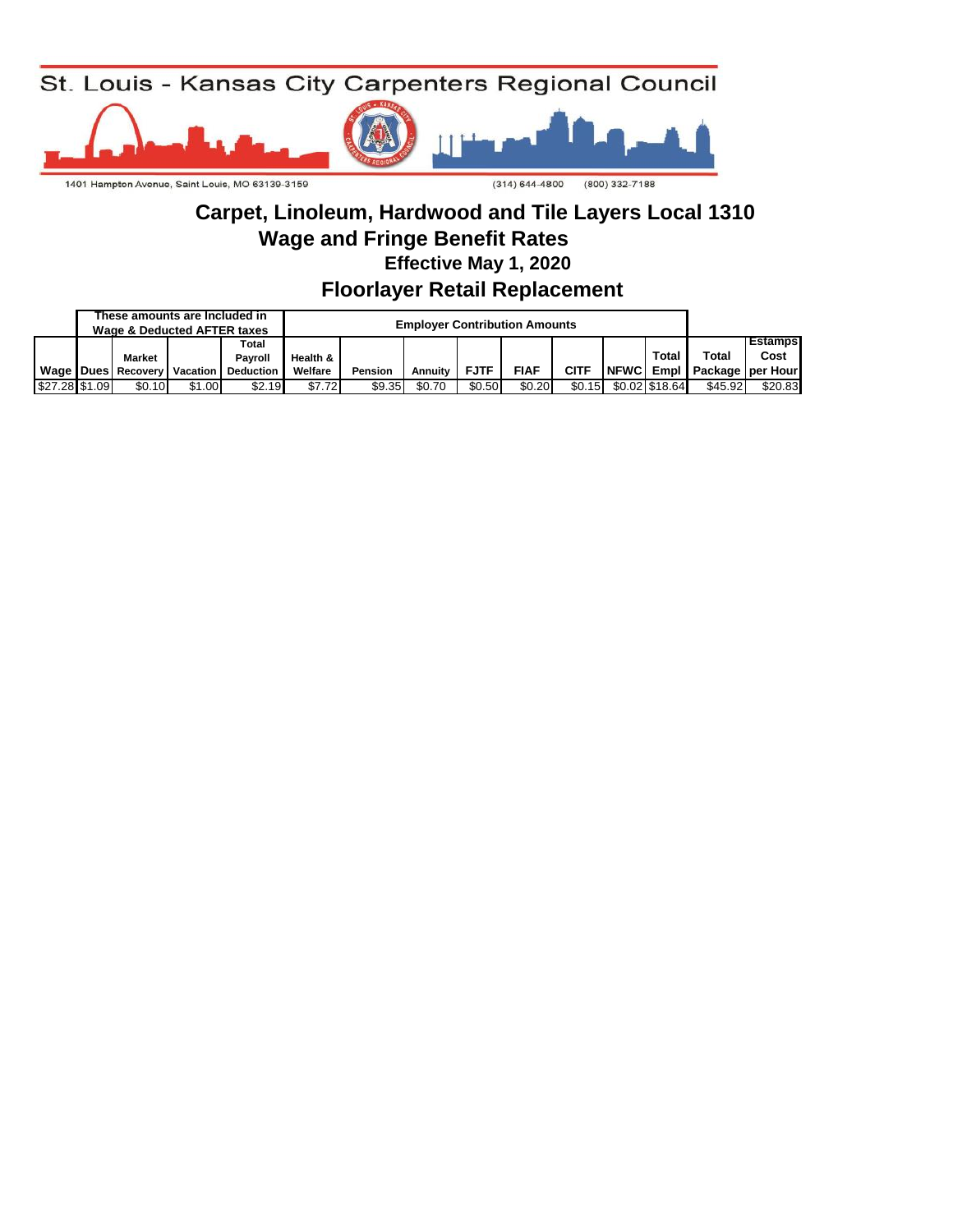St. Louis - Kansas City Carpenters Regional Council

1401 Hampton Avenue, Saint Louis, MO 63139-3150

(314) 644-4800 (800) 332-7188

# Carpet, Linoleum, Hardwood and Tile Layers Local 1310

## Wage and Fringe Benefit Rates

### Effective May 1, 2020

## Floorlayer Retail Replacement

| | These amounts are Included in Wage & Deducted AFTER taxes | | | | Employer Contribution Amounts | | | | | | | | | |
|---|---|---|---|---|---|---|---|---|---|---|---|---|---|---|
| Wage | Dues | Market Recovery | Vacation | Total Payroll Deduction | Health & Welfare | Pension | Annuity | FJTF | FIAF | CITF | NFWC | Total Empl | Total Package | Estamps Cost per Hour |
| $27.28 | $1.09 | $0.10 | $1.00 | $2.19 | $7.72 | $9.35 | $0.70 | $0.50 | $0.20 | $0.15 | $0.02 | $18.64 | $45.92 | $20.83 |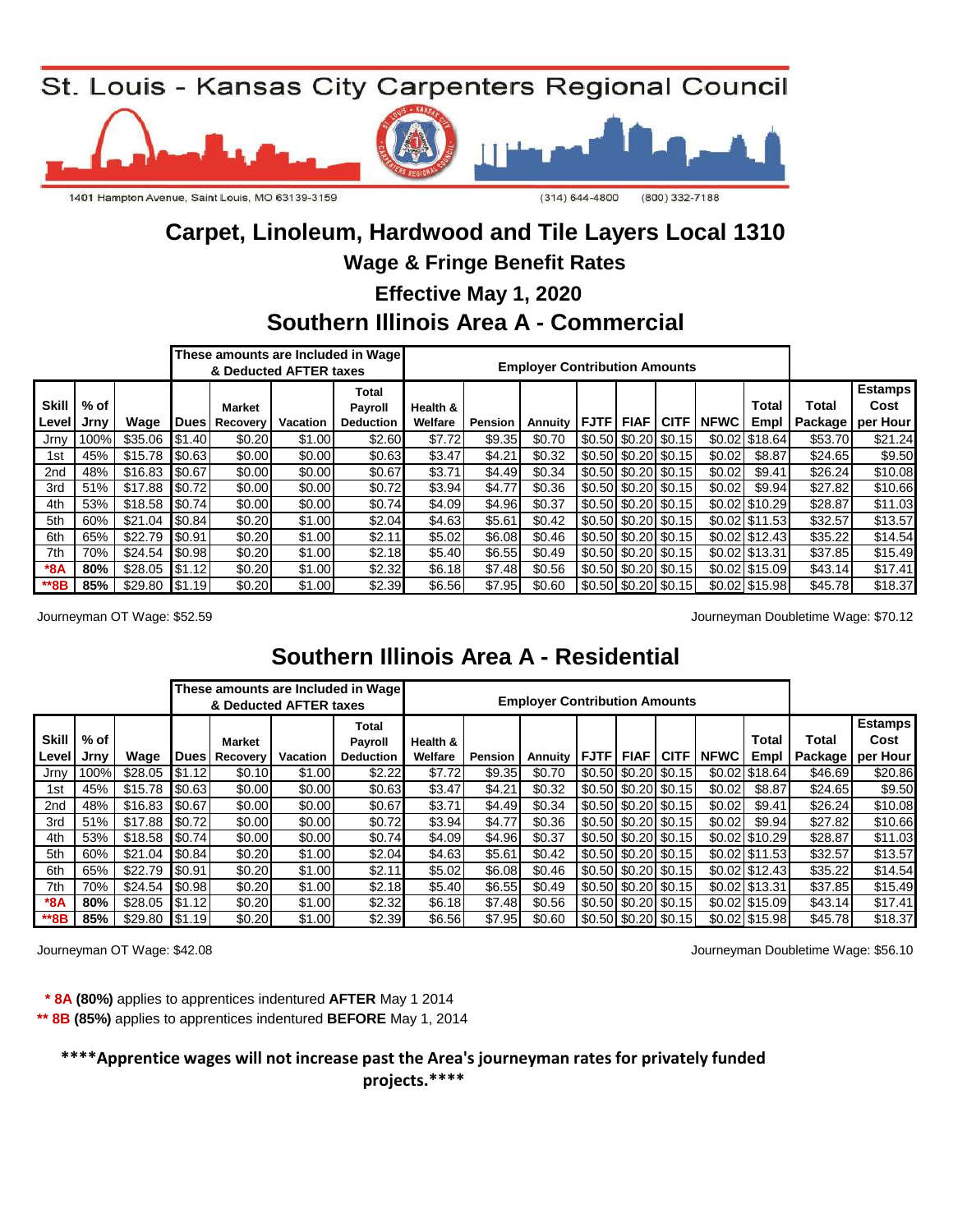# St. Louis - Kansas City Carpenters Regional Council

1401 Hampton Avenue, Saint Louis, MO 63139-3159

(314) 644-4800 (800) 332-7188

## Carpet, Linoleum, Hardwood and Tile Layers Local 1310

### Wage & Fringe Benefit Rates

### Effective May 1, 2020

## Southern Illinois Area A - Commercial

| | | | These amounts are Included in Wage & Deducted AFTER taxes | | | | Employer Contribution Amounts | | | | | | | | | | |
|---|---|---|---|---|---|---|---|---|---|---|---|---|---|---|---|---|---|
| Skill Level | % of Jrny | Wage | Dues | Market Recovery | Vacation | Total Payroll Deduction | Health & Welfare | Pension | Annuity | FJTF | FIAF | CITF | NFWC | Total Empl | Total Package | Estamps Cost per Hour |
| Jrny | 100% | $35.06 | $1.40 | $0.20 | $1.00 | $2.60 | $7.72 | $9.35 | $0.70 | $0.50 | $0.20 | $0.15 | $0.02 | $18.64 | $53.70 | $21.24 |
| 1st | 45% | $15.78 | $0.63 | $0.00 | $0.00 | $0.63 | $3.47 | $4.21 | $0.32 | $0.50 | $0.20 | $0.15 | $0.02 | $8.87 | $24.65 | $9.50 |
| 2nd | 48% | $16.83 | $0.67 | $0.00 | $0.00 | $0.67 | $3.71 | $4.49 | $0.34 | $0.50 | $0.20 | $0.15 | $0.02 | $9.41 | $26.24 | $10.08 |
| 3rd | 51% | $17.88 | $0.72 | $0.00 | $0.00 | $0.72 | $3.94 | $4.77 | $0.36 | $0.50 | $0.20 | $0.15 | $0.02 | $9.94 | $27.82 | $10.66 |
| 4th | 53% | $18.58 | $0.74 | $0.00 | $0.00 | $0.74 | $4.09 | $4.96 | $0.37 | $0.50 | $0.20 | $0.15 | $0.02 | $10.29 | $28.87 | $11.03 |
| 5th | 60% | $21.04 | $0.84 | $0.20 | $1.00 | $2.04 | $4.63 | $5.61 | $0.42 | $0.50 | $0.20 | $0.15 | $0.02 | $11.53 | $32.57 | $13.57 |
| 6th | 65% | $22.79 | $0.91 | $0.20 | $1.00 | $2.11 | $5.02 | $6.08 | $0.46 | $0.50 | $0.20 | $0.15 | $0.02 | $12.43 | $35.22 | $14.54 |
| 7th | 70% | $24.54 | $0.98 | $0.20 | $1.00 | $2.18 | $5.40 | $6.55 | $0.49 | $0.50 | $0.20 | $0.15 | $0.02 | $13.31 | $37.85 | $15.49 |
| *8A | 80% | $28.05 | $1.12 | $0.20 | $1.00 | $2.32 | $6.18 | $7.48 | $0.56 | $0.50 | $0.20 | $0.15 | $0.02 | $15.09 | $43.14 | $17.41 |
| **8B | 85% | $29.80 | $1.19 | $0.20 | $1.00 | $2.39 | $6.56 | $7.95 | $0.60 | $0.50 | $0.20 | $0.15 | $0.02 | $15.98 | $45.78 | $18.37 |

Journeyman OT Wage: $52.59

Journeyman Doubletime Wage: $70.12

## Southern Illinois Area A - Residential

| | | | These amounts are Included in Wage & Deducted AFTER taxes | | | | Employer Contribution Amounts | | | | | | | | | | |
|---|---|---|---|---|---|---|---|---|---|---|---|---|---|---|---|---|---|
| Skill Level | % of Jrny | Wage | Dues | Market Recovery | Vacation | Total Payroll Deduction | Health & Welfare | Pension | Annuity | FJTF | FIAF | CITF | NFWC | Total Empl | Total Package | Estamps Cost per Hour |
| Jrny | 100% | $28.05 | $1.12 | $0.10 | $1.00 | $2.22 | $7.72 | $9.35 | $0.70 | $0.50 | $0.20 | $0.15 | $0.02 | $18.64 | $46.69 | $20.86 |
| 1st | 45% | $15.78 | $0.63 | $0.00 | $0.00 | $0.63 | $3.47 | $4.21 | $0.32 | $0.50 | $0.20 | $0.15 | $0.02 | $8.87 | $24.65 | $9.50 |
| 2nd | 48% | $16.83 | $0.67 | $0.00 | $0.00 | $0.67 | $3.71 | $4.49 | $0.34 | $0.50 | $0.20 | $0.15 | $0.02 | $9.41 | $26.24 | $10.08 |
| 3rd | 51% | $17.88 | $0.72 | $0.00 | $0.00 | $0.72 | $3.94 | $4.77 | $0.36 | $0.50 | $0.20 | $0.15 | $0.02 | $9.94 | $27.82 | $10.66 |
| 4th | 53% | $18.58 | $0.74 | $0.00 | $0.00 | $0.74 | $4.09 | $4.96 | $0.37 | $0.50 | $0.20 | $0.15 | $0.02 | $10.29 | $28.87 | $11.03 |
| 5th | 60% | $21.04 | $0.84 | $0.20 | $1.00 | $2.04 | $4.63 | $5.61 | $0.42 | $0.50 | $0.20 | $0.15 | $0.02 | $11.53 | $32.57 | $13.57 |
| 6th | 65% | $22.79 | $0.91 | $0.20 | $1.00 | $2.11 | $5.02 | $6.08 | $0.46 | $0.50 | $0.20 | $0.15 | $0.02 | $12.43 | $35.22 | $14.54 |
| 7th | 70% | $24.54 | $0.98 | $0.20 | $1.00 | $2.18 | $5.40 | $6.55 | $0.49 | $0.50 | $0.20 | $0.15 | $0.02 | $13.31 | $37.85 | $15.49 |
| *8A | 80% | $28.05 | $1.12 | $0.20 | $1.00 | $2.32 | $6.18 | $7.48 | $0.56 | $0.50 | $0.20 | $0.15 | $0.02 | $15.09 | $43.14 | $17.41 |
| **8B | 85% | $29.80 | $1.19 | $0.20 | $1.00 | $2.39 | $6.56 | $7.95 | $0.60 | $0.50 | $0.20 | $0.15 | $0.02 | $15.98 | $45.78 | $18.37 |

Journeyman OT Wage: $42.08

Journeyman Doubletime Wage: $56.10

**\* 8A (80%)** applies to apprentices indentured **AFTER** May 1 2014

**\*\* 8B (85%)** applies to apprentices indentured **BEFORE** May 1, 2014

**\*\*\*\*Apprentice wages will not increase past the Area's journeyman rates for privately funded projects.\*\*\*\***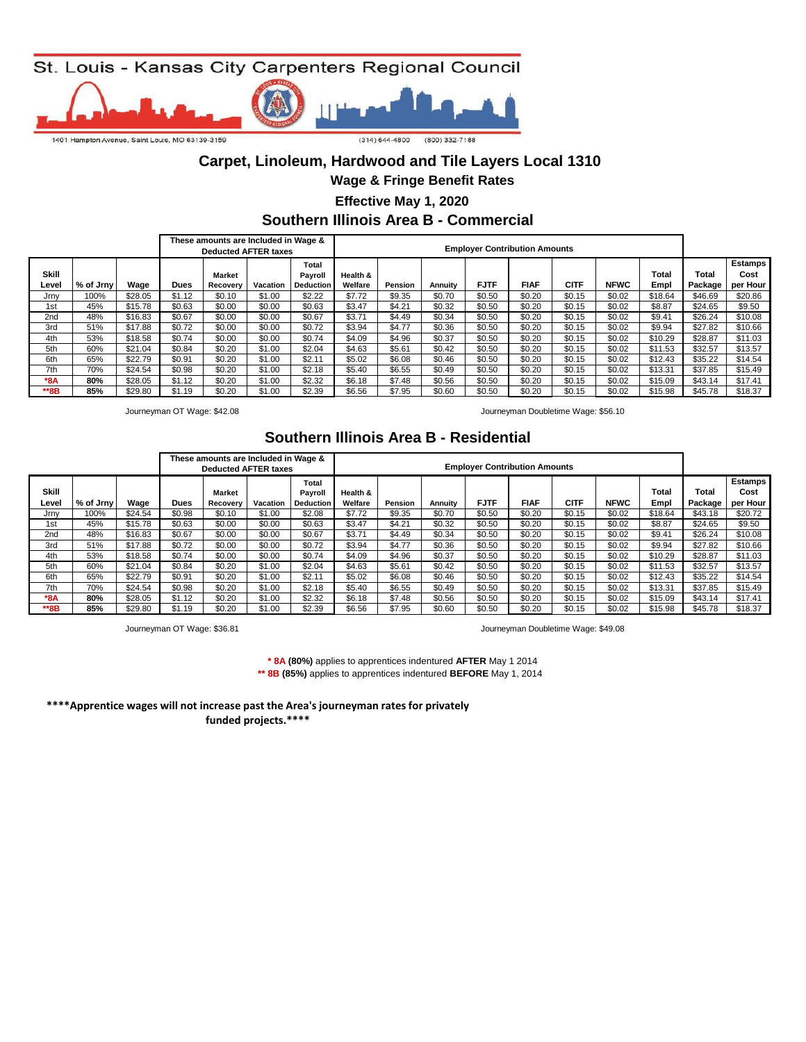St. Louis - Kansas City Carpenters Regional Council

1401 Hampton Avenue, Saint Louis, MO 63139-3159 (314) 644-4800 (800) 332-7188

# Carpet, Linoleum, Hardwood and Tile Layers Local 1310

## Wage & Fringe Benefit Rates

## Effective May 1, 2020

## Southern Illinois Area B - Commercial

| | | | These amounts are Included in Wage & Deducted AFTER taxes | | | | Employer Contribution Amounts | | | | | | | | | |
|---|---|---|---|---|---|---|---|---|---|---|---|---|---|---|---|---|
| Skill Level | % of Jrny | Wage | Dues | Market Recovery | Vacation | Total Payroll Deduction | Health & Welfare | Pension | Annuity | FJTF | FIAF | CITF | NFWC | Total Empl | Total Package | Estamps Cost per Hour |
| Jrny | 100% | $28.05 | $1.12 | $0.10 | $1.00 | $2.22 | $7.72 | $9.35 | $0.70 | $0.50 | $0.20 | $0.15 | $0.02 | $18.64 | $46.69 | $20.86 |
| 1st | 45% | $15.78 | $0.63 | $0.00 | $0.00 | $0.63 | $3.47 | $4.21 | $0.32 | $0.50 | $0.20 | $0.15 | $0.02 | $8.87 | $24.65 | $9.50 |
| 2nd | 48% | $16.83 | $0.67 | $0.00 | $0.00 | $0.67 | $3.71 | $4.49 | $0.34 | $0.50 | $0.20 | $0.15 | $0.02 | $9.41 | $26.24 | $10.08 |
| 3rd | 51% | $17.88 | $0.72 | $0.00 | $0.00 | $0.72 | $3.94 | $4.77 | $0.36 | $0.50 | $0.20 | $0.15 | $0.02 | $9.94 | $27.82 | $10.66 |
| 4th | 53% | $18.58 | $0.74 | $0.00 | $0.00 | $0.74 | $4.09 | $4.96 | $0.37 | $0.50 | $0.20 | $0.15 | $0.02 | $10.29 | $28.87 | $11.03 |
| 5th | 60% | $21.04 | $0.84 | $0.20 | $1.00 | $2.04 | $4.63 | $5.61 | $0.42 | $0.50 | $0.20 | $0.15 | $0.02 | $11.53 | $32.57 | $13.57 |
| 6th | 65% | $22.79 | $0.91 | $0.20 | $1.00 | $2.11 | $5.02 | $6.08 | $0.46 | $0.50 | $0.20 | $0.15 | $0.02 | $12.43 | $35.22 | $14.54 |
| 7th | 70% | $24.54 | $0.98 | $0.20 | $1.00 | $2.18 | $5.40 | $6.55 | $0.49 | $0.50 | $0.20 | $0.15 | $0.02 | $13.31 | $37.85 | $15.49 |
| ***8A** | **80%** | $28.05 | $1.12 | $0.20 | $1.00 | $2.32 | $6.18 | $7.48 | $0.56 | $0.50 | $0.20 | $0.15 | $0.02 | $15.09 | $43.14 | $17.41 |
| ****8B** | **85%** | $29.80 | $1.19 | $0.20 | $1.00 | $2.39 | $6.56 | $7.95 | $0.60 | $0.50 | $0.20 | $0.15 | $0.02 | $15.98 | $45.78 | $18.37 |

Journeyman OT Wage: $42.08

Journeyman Doubletime Wage: $56.10

## Southern Illinois Area B - Residential

| | | | These amounts are Included in Wage & Deducted AFTER taxes | | | | Employer Contribution Amounts | | | | | | | | | |
|---|---|---|---|---|---|---|---|---|---|---|---|---|---|---|---|---|
| Skill Level | % of Jrny | Wage | Dues | Market Recovery | Vacation | Total Payroll Deduction | Health & Welfare | Pension | Annuity | FJTF | FIAF | CITF | NFWC | Total Empl | Total Package | Estamps Cost per Hour |
| Jrny | 100% | $24.54 | $0.98 | $0.10 | $1.00 | $2.08 | $7.72 | $9.35 | $0.70 | $0.50 | $0.20 | $0.15 | $0.02 | $18.64 | $43.18 | $20.72 |
| 1st | 45% | $15.78 | $0.63 | $0.00 | $0.00 | $0.63 | $3.47 | $4.21 | $0.32 | $0.50 | $0.20 | $0.15 | $0.02 | $8.87 | $24.65 | $9.50 |
| 2nd | 48% | $16.83 | $0.67 | $0.00 | $0.00 | $0.67 | $3.71 | $4.49 | $0.34 | $0.50 | $0.20 | $0.15 | $0.02 | $9.41 | $26.24 | $10.08 |
| 3rd | 51% | $17.88 | $0.72 | $0.00 | $0.00 | $0.72 | $3.94 | $4.77 | $0.36 | $0.50 | $0.20 | $0.15 | $0.02 | $9.94 | $27.82 | $10.66 |
| 4th | 53% | $18.58 | $0.74 | $0.00 | $0.00 | $0.74 | $4.09 | $4.96 | $0.37 | $0.50 | $0.20 | $0.15 | $0.02 | $10.29 | $28.87 | $11.03 |
| 5th | 60% | $21.04 | $0.84 | $0.20 | $1.00 | $2.04 | $4.63 | $5.61 | $0.42 | $0.50 | $0.20 | $0.15 | $0.02 | $11.53 | $32.57 | $13.57 |
| 6th | 65% | $22.79 | $0.91 | $0.20 | $1.00 | $2.11 | $5.02 | $6.08 | $0.46 | $0.50 | $0.20 | $0.15 | $0.02 | $12.43 | $35.22 | $14.54 |
| 7th | 70% | $24.54 | $0.98 | $0.20 | $1.00 | $2.18 | $5.40 | $6.55 | $0.49 | $0.50 | $0.20 | $0.15 | $0.02 | $13.31 | $37.85 | $15.49 |
| ***8A** | **80%** | $28.05 | $1.12 | $0.20 | $1.00 | $2.32 | $6.18 | $7.48 | $0.56 | $0.50 | $0.20 | $0.15 | $0.02 | $15.09 | $43.14 | $17.41 |
| ****8B** | **85%** | $29.80 | $1.19 | $0.20 | $1.00 | $2.39 | $6.56 | $7.95 | $0.60 | $0.50 | $0.20 | $0.15 | $0.02 | $15.98 | $45.78 | $18.37 |

Journeyman OT Wage: $36.81

Journeyman Doubletime Wage: $49.08

**\* 8A (80%)** applies to apprentices indentured **AFTER** May 1 2014

**\*\* 8B (85%)** applies to apprentices indentured **BEFORE** May 1, 2014

**\*\*\*\*Apprentice wages will not increase past the Area's journeyman rates for privately funded projects.\*\*\*\***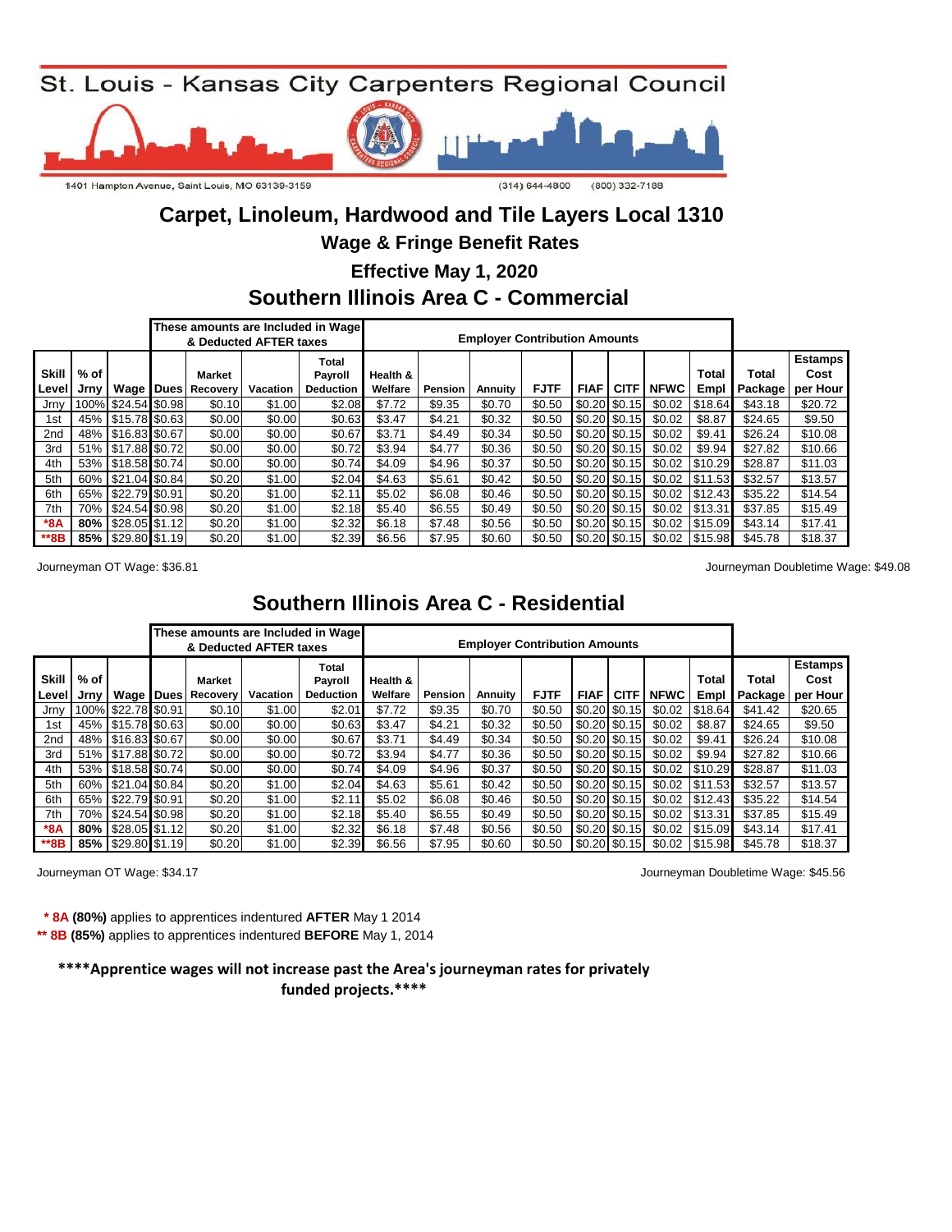St. Louis - Kansas City Carpenters Regional Council

1401 Hampton Avenue, Saint Louis, MO 63139-3159

(314) 644-4800 (800) 332-7188

# Carpet, Linoleum, Hardwood and Tile Layers Local 1310

## Wage & Fringe Benefit Rates

## Effective May 1, 2020

## Southern Illinois Area C - Commercial

| | | | These amounts are Included in Wage & Deducted AFTER taxes | | | | Employer Contribution Amounts | | | | | | | | | | |
|---|---|---|---|---|---|---|---|---|---|---|---|---|---|---|---|---|---|
| Skill Level | % of Jrny | Wage | Dues | Market Recovery | Vacation | Total Payroll Deduction | Health & Welfare | Pension | Annuity | FJTF | FIAF | CITF | NFWC | Total Empl | Total Package | Estamps Cost per Hour |
| Jrny | 100% | $24.54 | $0.98 | $0.10 | $1.00 | $2.08 | $7.72 | $9.35 | $0.70 | $0.50 | $0.20 | $0.15 | $0.02 | $18.64 | $43.18 | $20.72 |
| 1st | 45% | $15.78 | $0.63 | $0.00 | $0.00 | $0.63 | $3.47 | $4.21 | $0.32 | $0.50 | $0.20 | $0.15 | $0.02 | $8.87 | $24.65 | $9.50 |
| 2nd | 48% | $16.83 | $0.67 | $0.00 | $0.00 | $0.67 | $3.71 | $4.49 | $0.34 | $0.50 | $0.20 | $0.15 | $0.02 | $9.41 | $26.24 | $10.08 |
| 3rd | 51% | $17.88 | $0.72 | $0.00 | $0.00 | $0.72 | $3.94 | $4.77 | $0.36 | $0.50 | $0.20 | $0.15 | $0.02 | $9.94 | $27.82 | $10.66 |
| 4th | 53% | $18.58 | $0.74 | $0.00 | $0.00 | $0.74 | $4.09 | $4.96 | $0.37 | $0.50 | $0.20 | $0.15 | $0.02 | $10.29 | $28.87 | $11.03 |
| 5th | 60% | $21.04 | $0.84 | $0.20 | $1.00 | $2.04 | $4.63 | $5.61 | $0.42 | $0.50 | $0.20 | $0.15 | $0.02 | $11.53 | $32.57 | $13.57 |
| 6th | 65% | $22.79 | $0.91 | $0.20 | $1.00 | $2.11 | $5.02 | $6.08 | $0.46 | $0.50 | $0.20 | $0.15 | $0.02 | $12.43 | $35.22 | $14.54 |
| 7th | 70% | $24.54 | $0.98 | $0.20 | $1.00 | $2.18 | $5.40 | $6.55 | $0.49 | $0.50 | $0.20 | $0.15 | $0.02 | $13.31 | $37.85 | $15.49 |
| *8A | 80% | $28.05 | $1.12 | $0.20 | $1.00 | $2.32 | $6.18 | $7.48 | $0.56 | $0.50 | $0.20 | $0.15 | $0.02 | $15.09 | $43.14 | $17.41 |
| **8B | 85% | $29.80 | $1.19 | $0.20 | $1.00 | $2.39 | $6.56 | $7.95 | $0.60 | $0.50 | $0.20 | $0.15 | $0.02 | $15.98 | $45.78 | $18.37 |

Journeyman OT Wage: $36.81

Journeyman Doubletime Wage: $49.08

## Southern Illinois Area C - Residential

| | | | These amounts are Included in Wage & Deducted AFTER taxes | | | | Employer Contribution Amounts | | | | | | | | | | |
|---|---|---|---|---|---|---|---|---|---|---|---|---|---|---|---|---|---|
| Skill Level | % of Jrny | Wage | Dues | Market Recovery | Vacation | Total Payroll Deduction | Health & Welfare | Pension | Annuity | FJTF | FIAF | CITF | NFWC | Total Empl | Total Package | Estamps Cost per Hour |
| Jrny | 100% | $22.78 | $0.91 | $0.10 | $1.00 | $2.01 | $7.72 | $9.35 | $0.70 | $0.50 | $0.20 | $0.15 | $0.02 | $18.64 | $41.42 | $20.65 |
| 1st | 45% | $15.78 | $0.63 | $0.00 | $0.00 | $0.63 | $3.47 | $4.21 | $0.32 | $0.50 | $0.20 | $0.15 | $0.02 | $8.87 | $24.65 | $9.50 |
| 2nd | 48% | $16.83 | $0.67 | $0.00 | $0.00 | $0.67 | $3.71 | $4.49 | $0.34 | $0.50 | $0.20 | $0.15 | $0.02 | $9.41 | $26.24 | $10.08 |
| 3rd | 51% | $17.88 | $0.72 | $0.00 | $0.00 | $0.72 | $3.94 | $4.77 | $0.36 | $0.50 | $0.20 | $0.15 | $0.02 | $9.94 | $27.82 | $10.66 |
| 4th | 53% | $18.58 | $0.74 | $0.00 | $0.00 | $0.74 | $4.09 | $4.96 | $0.37 | $0.50 | $0.20 | $0.15 | $0.02 | $10.29 | $28.87 | $11.03 |
| 5th | 60% | $21.04 | $0.84 | $0.20 | $1.00 | $2.04 | $4.63 | $5.61 | $0.42 | $0.50 | $0.20 | $0.15 | $0.02 | $11.53 | $32.57 | $13.57 |
| 6th | 65% | $22.79 | $0.91 | $0.20 | $1.00 | $2.11 | $5.02 | $6.08 | $0.46 | $0.50 | $0.20 | $0.15 | $0.02 | $12.43 | $35.22 | $14.54 |
| 7th | 70% | $24.54 | $0.98 | $0.20 | $1.00 | $2.18 | $5.40 | $6.55 | $0.49 | $0.50 | $0.20 | $0.15 | $0.02 | $13.31 | $37.85 | $15.49 |
| *8A | 80% | $28.05 | $1.12 | $0.20 | $1.00 | $2.32 | $6.18 | $7.48 | $0.56 | $0.50 | $0.20 | $0.15 | $0.02 | $15.09 | $43.14 | $17.41 |
| **8B | 85% | $29.80 | $1.19 | $0.20 | $1.00 | $2.39 | $6.56 | $7.95 | $0.60 | $0.50 | $0.20 | $0.15 | $0.02 | $15.98 | $45.78 | $18.37 |

Journeyman OT Wage: $34.17

Journeyman Doubletime Wage: $45.56

**\* 8A (80%)** applies to apprentices indentured **AFTER** May 1 2014

**\*\* 8B (85%)** applies to apprentices indentured **BEFORE** May 1, 2014

**\*\*\*\*Apprentice wages will not increase past the Area's journeyman rates for privately funded projects.\*\*\*\***